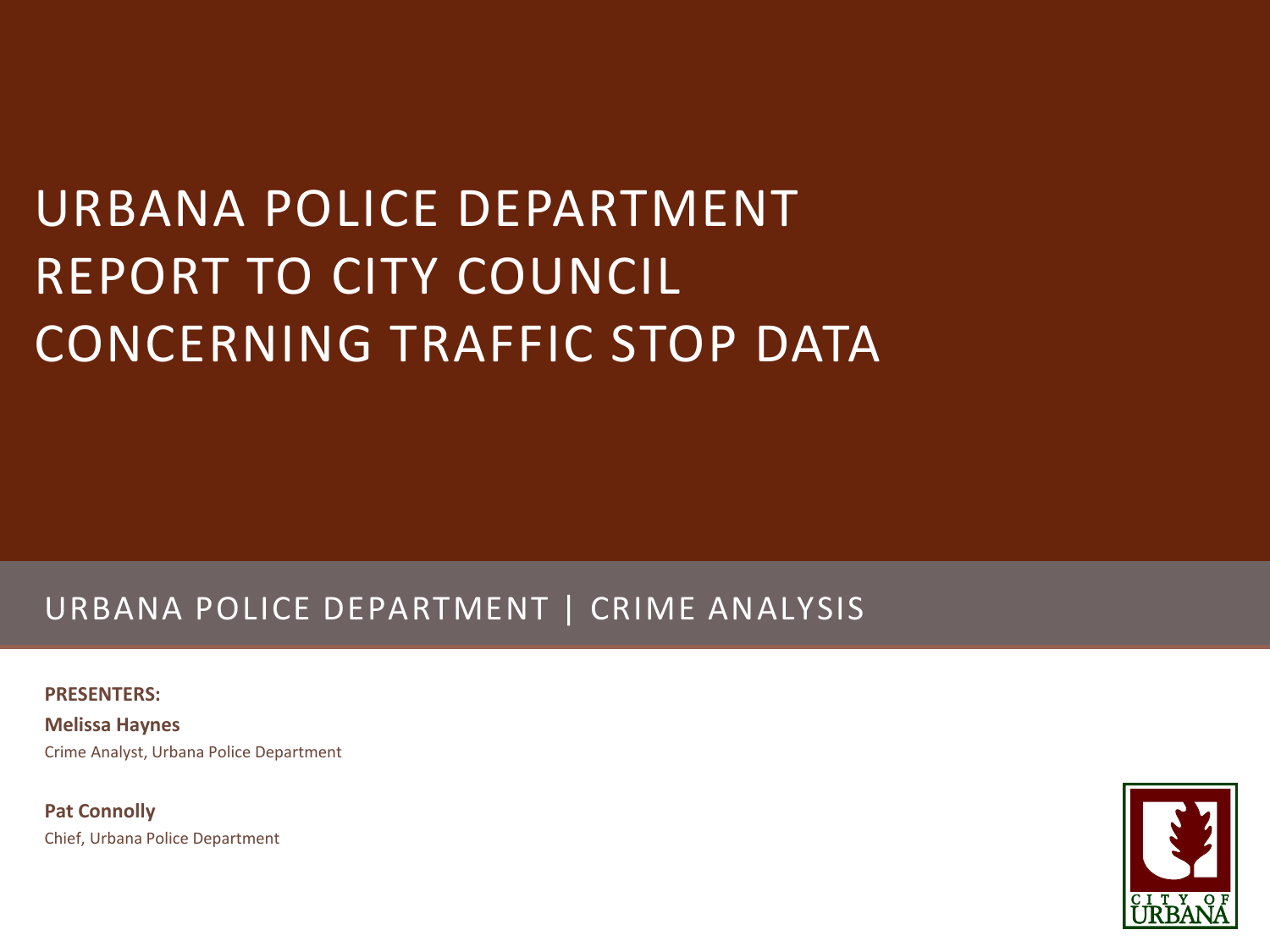# URBANA POLICE DEPARTMENT REPORT TO CITY COUNCIL CONCERNING TRAFFIC STOP DATA

## URBANA POLICE DEPARTMENT | CRIME ANALYSIS

**PRESENTERS:**

**Melissa Haynes**
Crime Analyst, Urbana Police Department

**Pat Connolly**
Chief, Urbana Police Department

CITY OF URBANA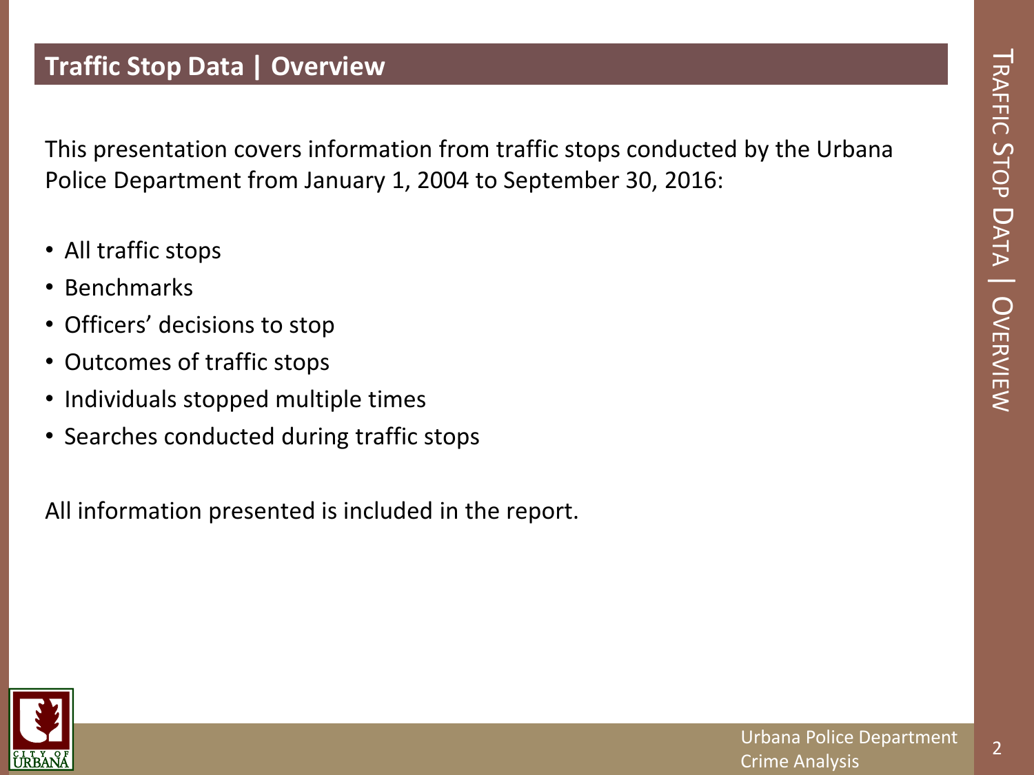## Traffic Stop Data | Overview

This presentation covers information from traffic stops conducted by the Urbana Police Department from January 1, 2004 to September 30, 2016:

- All traffic stops
- Benchmarks
- Officers' decisions to stop
- Outcomes of traffic stops
- Individuals stopped multiple times
- Searches conducted during traffic stops

All information presented is included in the report.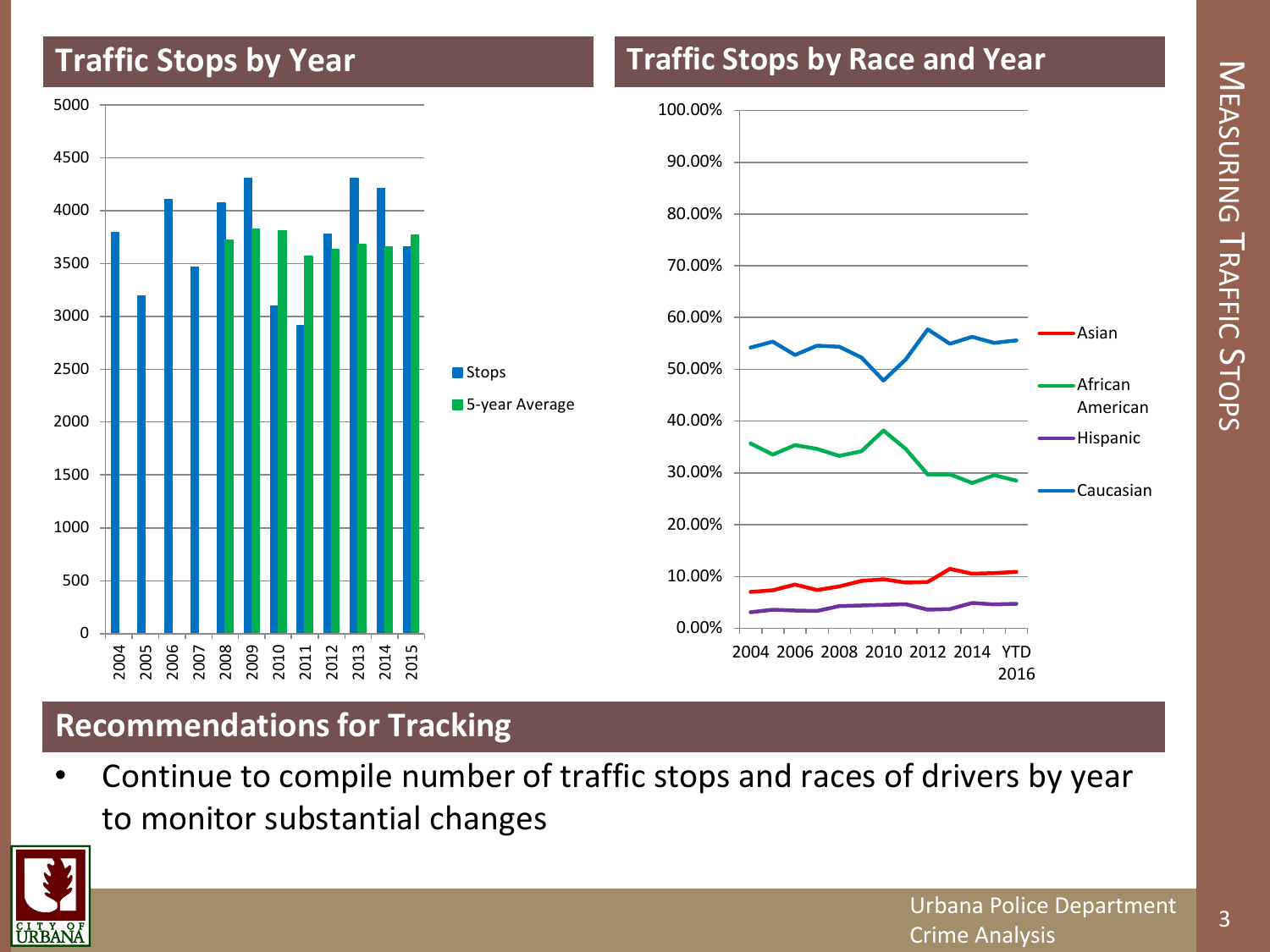## Traffic Stops by Year

## Traffic Stops by Race and Year

## Recommendations for Tracking

- Continue to compile number of traffic stops and races of drivers by year to monitor substantial changes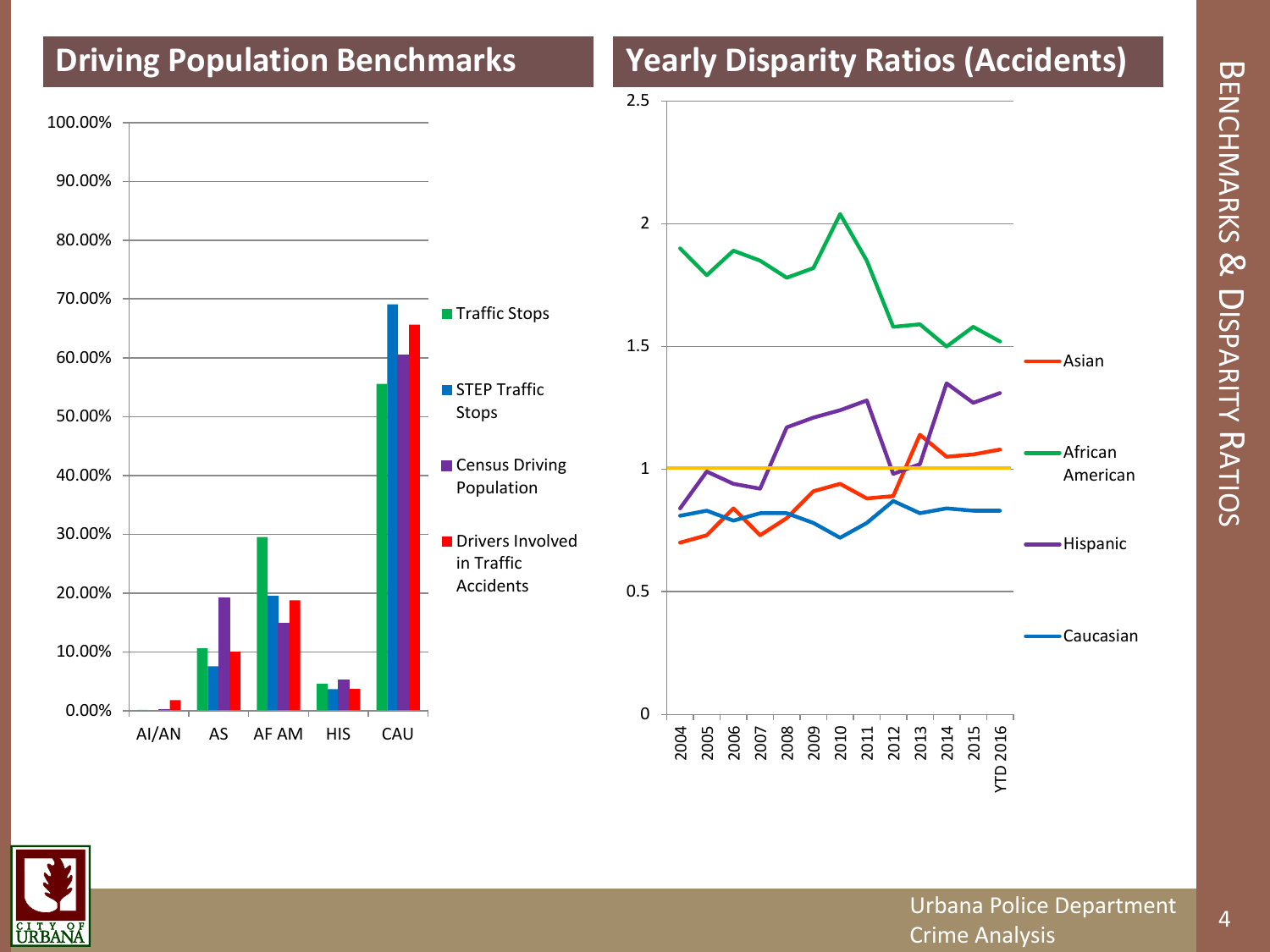# Benchmarks & Disparity Ratios

## Driving Population Benchmarks

Y-axis: 0.00%, 10.00%, 20.00%, 30.00%, 40.00%, 50.00%, 60.00%, 70.00%, 80.00%, 90.00%, 100.00%

X-axis: AI/AN, AS, AF AM, HIS, CAU

Legend:
- Traffic Stops
- STEP Traffic Stops
- Census Driving Population
- Drivers Involved in Traffic Accidents

## Yearly Disparity Ratios (Accidents)

Y-axis: 0, 0.5, 1, 1.5, 2, 2.5

X-axis: 2004, 2005, 2006, 2007, 2008, 2009, 2010, 2011, 2012, 2013, 2014, 2015, YTD 2016

Legend:
- Asian
- African American
- Hispanic
- Caucasian

Urbana Police Department
Crime Analysis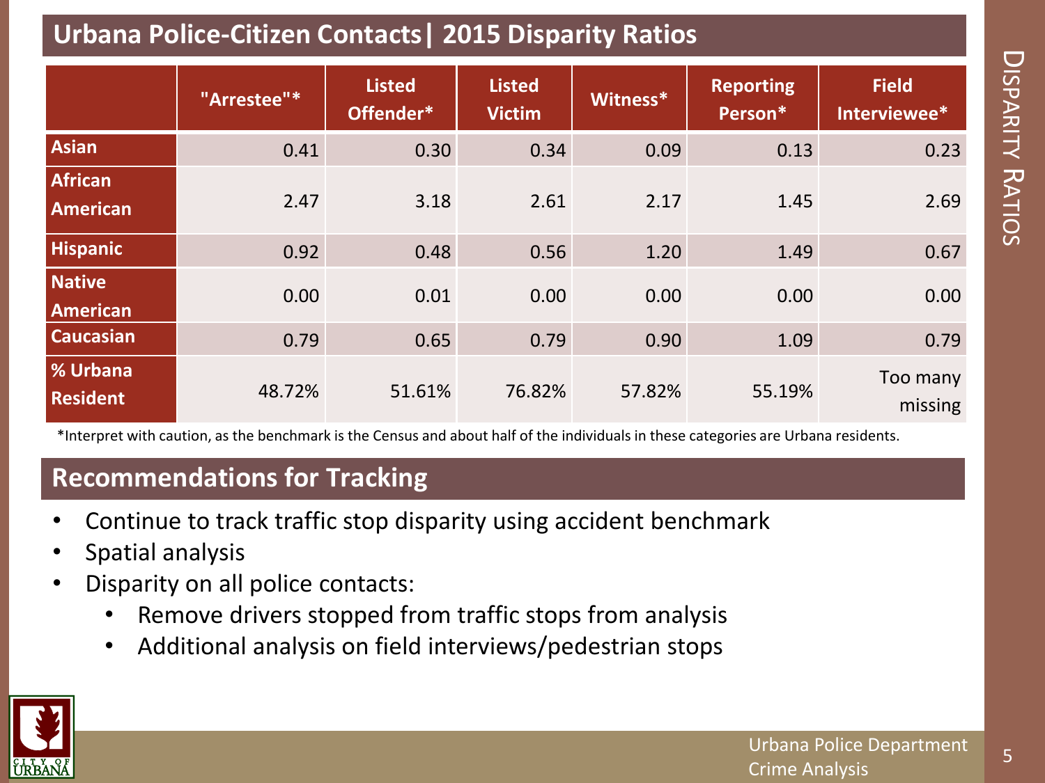## Urbana Police-Citizen Contacts| 2015 Disparity Ratios

| | "Arrestee"* | Listed Offender* | Listed Victim | Witness* | Reporting Person* | Field Interviewee* |
|---|---|---|---|---|---|---|
| Asian | 0.41 | 0.30 | 0.34 | 0.09 | 0.13 | 0.23 |
| African American | 2.47 | 3.18 | 2.61 | 2.17 | 1.45 | 2.69 |
| Hispanic | 0.92 | 0.48 | 0.56 | 1.20 | 1.49 | 0.67 |
| Native American | 0.00 | 0.01 | 0.00 | 0.00 | 0.00 | 0.00 |
| Caucasian | 0.79 | 0.65 | 0.79 | 0.90 | 1.09 | 0.79 |
| % Urbana Resident | 48.72% | 51.61% | 76.82% | 57.82% | 55.19% | Too many missing |

*Interpret with caution, as the benchmark is the Census and about half of the individuals in these categories are Urbana residents.

## Recommendations for Tracking

- Continue to track traffic stop disparity using accident benchmark
- Spatial analysis
- Disparity on all police contacts:
  - Remove drivers stopped from traffic stops from analysis
  - Additional analysis on field interviews/pedestrian stops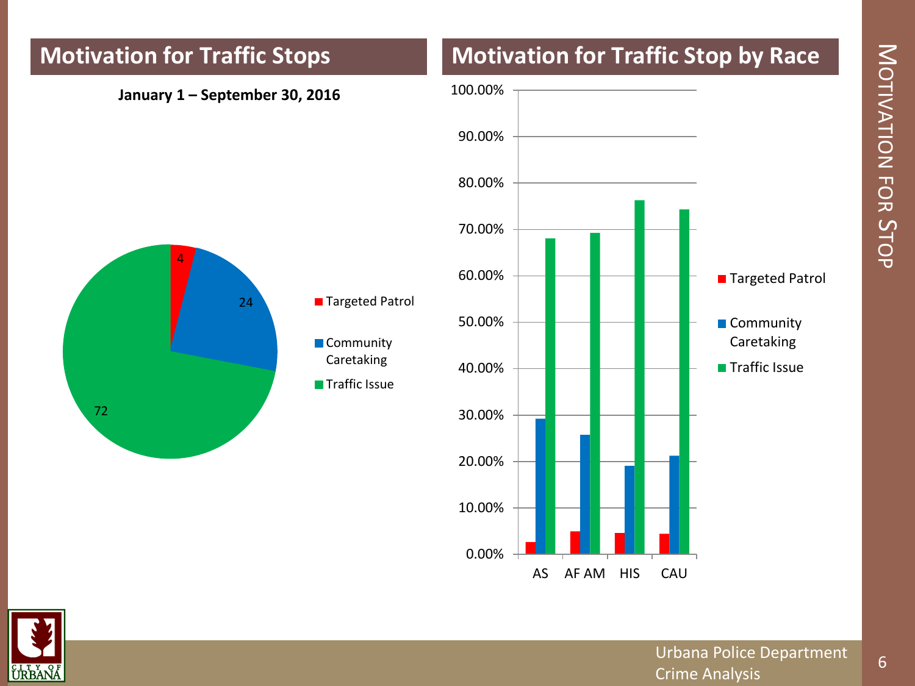## Motivation for Traffic Stops

**January 1 – September 30, 2016**

| Motivation | Percent |
|---|---|
| Targeted Patrol | 4 |
| Community Caretaking | 24 |
| Traffic Issue | 72 |

## Motivation for Traffic Stop by Race

| Race | Targeted Patrol | Community Caretaking | Traffic Issue |
|---|---|---|---|
| AS | | | |
| AF AM | | | |
| HIS | | | |
| CAU | | | |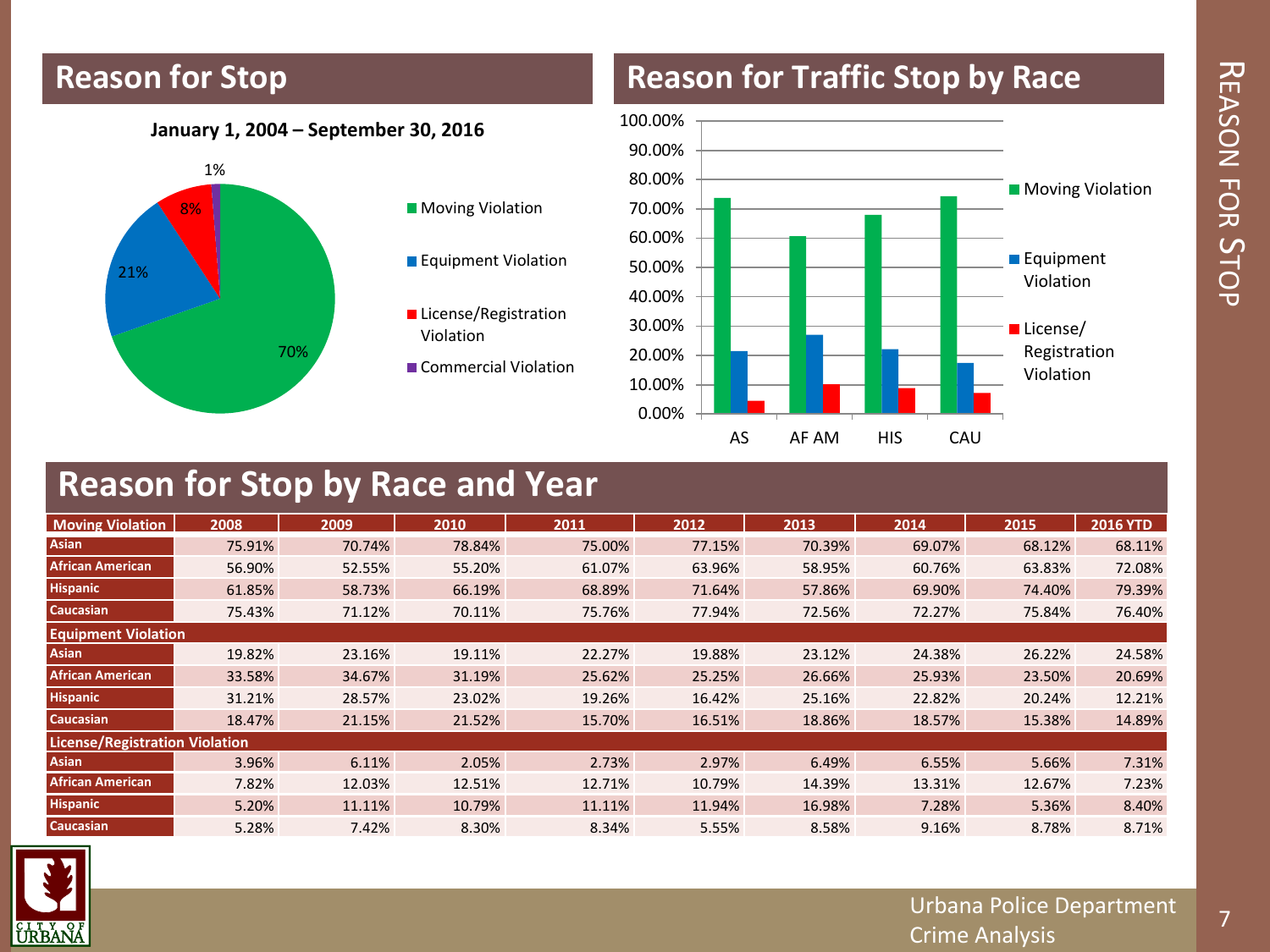## Reason for Stop

**January 1, 2004 – September 30, 2016**

- Moving Violation: 70%
- Equipment Violation: 21%
- License/Registration Violation: 8%
- Commercial Violation: 1%

## Reason for Traffic Stop by Race

AS, AF AM, HIS, CAU

- Moving Violation
- Equipment Violation
- License/ Registration Violation

## Reason for Stop by Race and Year

| Moving Violation | 2008 | 2009 | 2010 | 2011 | 2012 | 2013 | 2014 | 2015 | 2016 YTD |
|---|---|---|---|---|---|---|---|---|---|
| Asian | 75.91% | 70.74% | 78.84% | 75.00% | 77.15% | 70.39% | 69.07% | 68.12% | 68.11% |
| African American | 56.90% | 52.55% | 55.20% | 61.07% | 63.96% | 58.95% | 60.76% | 63.83% | 72.08% |
| Hispanic | 61.85% | 58.73% | 66.19% | 68.89% | 71.64% | 57.86% | 69.90% | 74.40% | 79.39% |
| Caucasian | 75.43% | 71.12% | 70.11% | 75.76% | 77.94% | 72.56% | 72.27% | 75.84% | 76.40% |
| **Equipment Violation** | | | | | | | | | |
| Asian | 19.82% | 23.16% | 19.11% | 22.27% | 19.88% | 23.12% | 24.38% | 26.22% | 24.58% |
| African American | 33.58% | 34.67% | 31.19% | 25.62% | 25.25% | 26.66% | 25.93% | 23.50% | 20.69% |
| Hispanic | 31.21% | 28.57% | 23.02% | 19.26% | 16.42% | 25.16% | 22.82% | 20.24% | 12.21% |
| Caucasian | 18.47% | 21.15% | 21.52% | 15.70% | 16.51% | 18.86% | 18.57% | 15.38% | 14.89% |
| **License/Registration Violation** | | | | | | | | | |
| Asian | 3.96% | 6.11% | 2.05% | 2.73% | 2.97% | 6.49% | 6.55% | 5.66% | 7.31% |
| African American | 7.82% | 12.03% | 12.51% | 12.71% | 10.79% | 14.39% | 13.31% | 12.67% | 7.23% |
| Hispanic | 5.20% | 11.11% | 10.79% | 11.11% | 11.94% | 16.98% | 7.28% | 5.36% | 8.40% |
| Caucasian | 5.28% | 7.42% | 8.30% | 8.34% | 5.55% | 8.58% | 9.16% | 8.78% | 8.71% |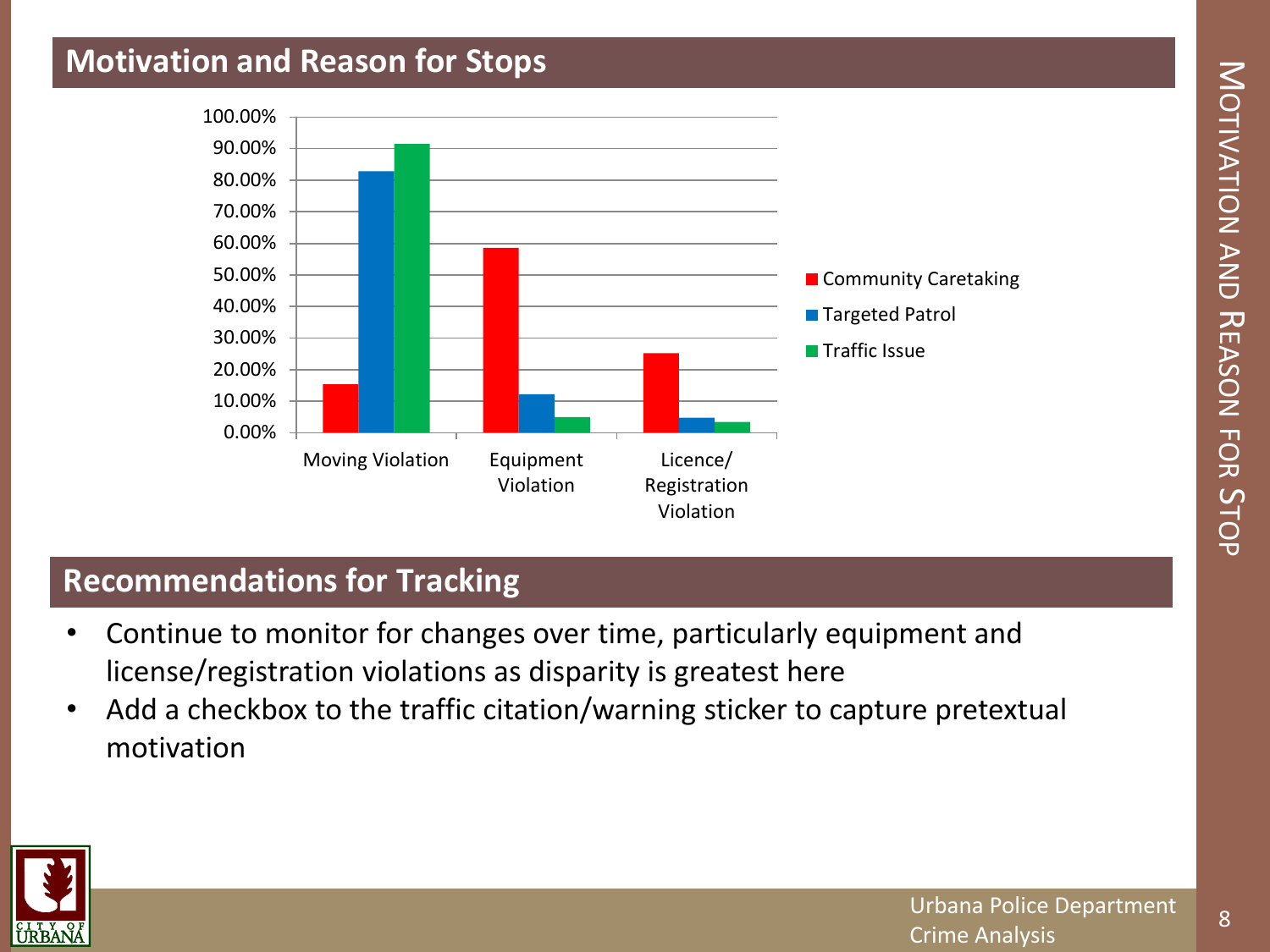## Motivation and Reason for Stops

| | Community Caretaking | Targeted Patrol | Traffic Issue |
|---|---|---|---|
| Moving Violation | ~15% | ~83% | ~91% |
| Equipment Violation | ~58% | ~12% | ~5% |
| Licence/ Registration Violation | ~25% | ~5% | ~3% |

## Recommendations for Tracking

- Continue to monitor for changes over time, particularly equipment and license/registration violations as disparity is greatest here
- Add a checkbox to the traffic citation/warning sticker to capture pretextual motivation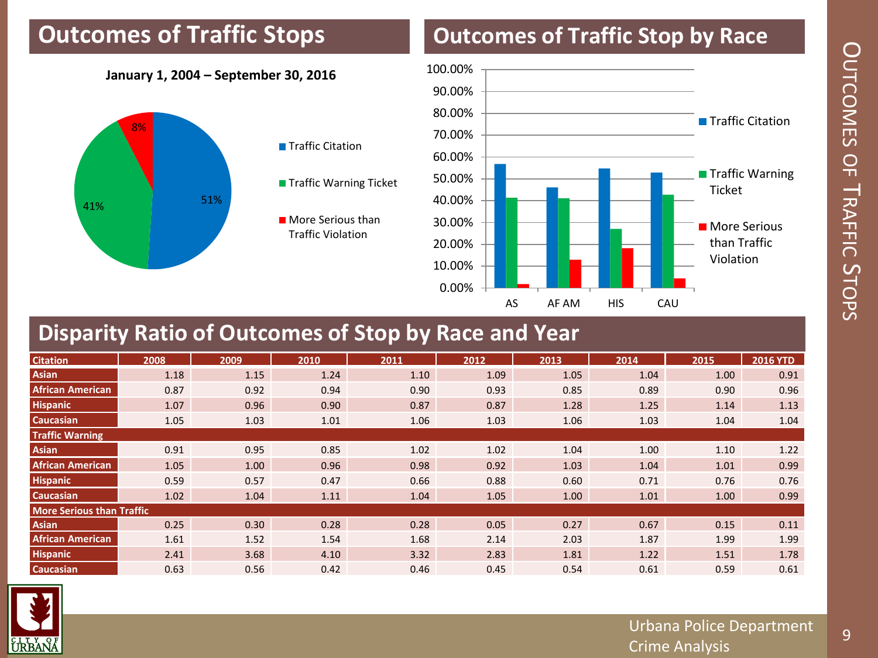## Outcomes of Traffic Stops

**January 1, 2004 – September 30, 2016**

- Traffic Citation: 51%
- Traffic Warning Ticket: 41%
- More Serious than Traffic Violation: 8%

## Outcomes of Traffic Stop by Race

Legend: Traffic Citation, Traffic Warning Ticket, More Serious than Traffic Violation

Categories: AS, AF AM, HIS, CAU

## Disparity Ratio of Outcomes of Stop by Race and Year

| Citation | 2008 | 2009 | 2010 | 2011 | 2012 | 2013 | 2014 | 2015 | 2016 YTD |
|---|---|---|---|---|---|---|---|---|---|
| Asian | 1.18 | 1.15 | 1.24 | 1.10 | 1.09 | 1.05 | 1.04 | 1.00 | 0.91 |
| African American | 0.87 | 0.92 | 0.94 | 0.90 | 0.93 | 0.85 | 0.89 | 0.90 | 0.96 |
| Hispanic | 1.07 | 0.96 | 0.90 | 0.87 | 0.87 | 1.28 | 1.25 | 1.14 | 1.13 |
| Caucasian | 1.05 | 1.03 | 1.01 | 1.06 | 1.03 | 1.06 | 1.03 | 1.04 | 1.04 |
| **Traffic Warning** | | | | | | | | | |
| Asian | 0.91 | 0.95 | 0.85 | 1.02 | 1.02 | 1.04 | 1.00 | 1.10 | 1.22 |
| African American | 1.05 | 1.00 | 0.96 | 0.98 | 0.92 | 1.03 | 1.04 | 1.01 | 0.99 |
| Hispanic | 0.59 | 0.57 | 0.47 | 0.66 | 0.88 | 0.60 | 0.71 | 0.76 | 0.76 |
| Caucasian | 1.02 | 1.04 | 1.11 | 1.04 | 1.05 | 1.00 | 1.01 | 1.00 | 0.99 |
| **More Serious than Traffic** | | | | | | | | | |
| Asian | 0.25 | 0.30 | 0.28 | 0.28 | 0.05 | 0.27 | 0.67 | 0.15 | 0.11 |
| African American | 1.61 | 1.52 | 1.54 | 1.68 | 2.14 | 2.03 | 1.87 | 1.99 | 1.99 |
| Hispanic | 2.41 | 3.68 | 4.10 | 3.32 | 2.83 | 1.81 | 1.22 | 1.51 | 1.78 |
| Caucasian | 0.63 | 0.56 | 0.42 | 0.46 | 0.45 | 0.54 | 0.61 | 0.59 | 0.61 |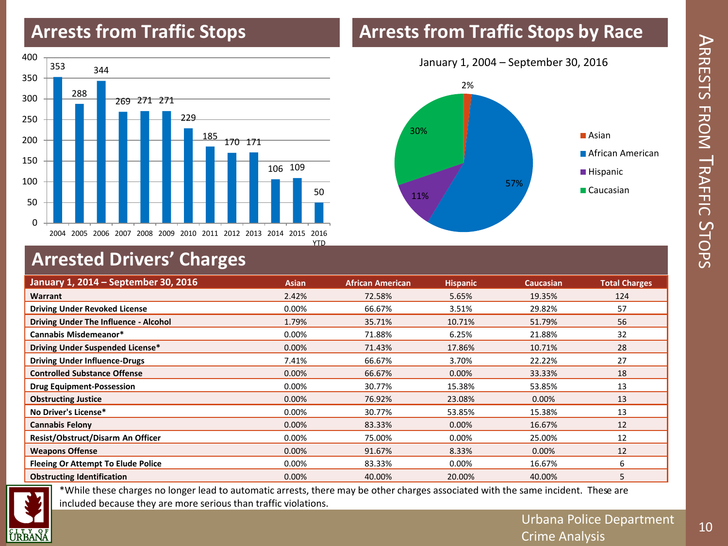## Arrests from Traffic Stops

| Year | Arrests |
|---|---|
| 2004 | 353 |
| 2005 | 288 |
| 2006 | 344 |
| 2007 | 269 |
| 2008 | 271 |
| 2009 | 271 |
| 2010 | 229 |
| 2011 | 185 |
| 2012 | 170 |
| 2013 | 171 |
| 2014 | 106 |
| 2015 | 109 |
| 2016 YTD | 50 |

## Arrests from Traffic Stops by Race

January 1, 2004 – September 30, 2016

| Race | Percent |
|---|---|
| Asian | 2% |
| African American | 57% |
| Hispanic | 11% |
| Caucasian | 30% |

## Arrested Drivers' Charges

| January 1, 2014 – September 30, 2016 | Asian | African American | Hispanic | Caucasian | Total Charges |
|---|---|---|---|---|---|
| **Warrant** | 2.42% | 72.58% | 5.65% | 19.35% | 124 |
| **Driving Under Revoked License** | 0.00% | 66.67% | 3.51% | 29.82% | 57 |
| **Driving Under The Influence - Alcohol** | 1.79% | 35.71% | 10.71% | 51.79% | 56 |
| **Cannabis Misdemeanor*** | 0.00% | 71.88% | 6.25% | 21.88% | 32 |
| **Driving Under Suspended License*** | 0.00% | 71.43% | 17.86% | 10.71% | 28 |
| **Driving Under Influence-Drugs** | 7.41% | 66.67% | 3.70% | 22.22% | 27 |
| **Controlled Substance Offense** | 0.00% | 66.67% | 0.00% | 33.33% | 18 |
| **Drug Equipment-Possession** | 0.00% | 30.77% | 15.38% | 53.85% | 13 |
| **Obstructing Justice** | 0.00% | 76.92% | 23.08% | 0.00% | 13 |
| **No Driver's License*** | 0.00% | 30.77% | 53.85% | 15.38% | 13 |
| **Cannabis Felony** | 0.00% | 83.33% | 0.00% | 16.67% | 12 |
| **Resist/Obstruct/Disarm An Officer** | 0.00% | 75.00% | 0.00% | 25.00% | 12 |
| **Weapons Offense** | 0.00% | 91.67% | 8.33% | 0.00% | 12 |
| **Fleeing Or Attempt To Elude Police** | 0.00% | 83.33% | 0.00% | 16.67% | 6 |
| **Obstructing Identification** | 0.00% | 40.00% | 20.00% | 40.00% | 5 |

*While these charges no longer lead to automatic arrests, there may be other charges associated with the same incident. These are included because they are more serious than traffic violations.

Urbana Police Department
Crime Analysis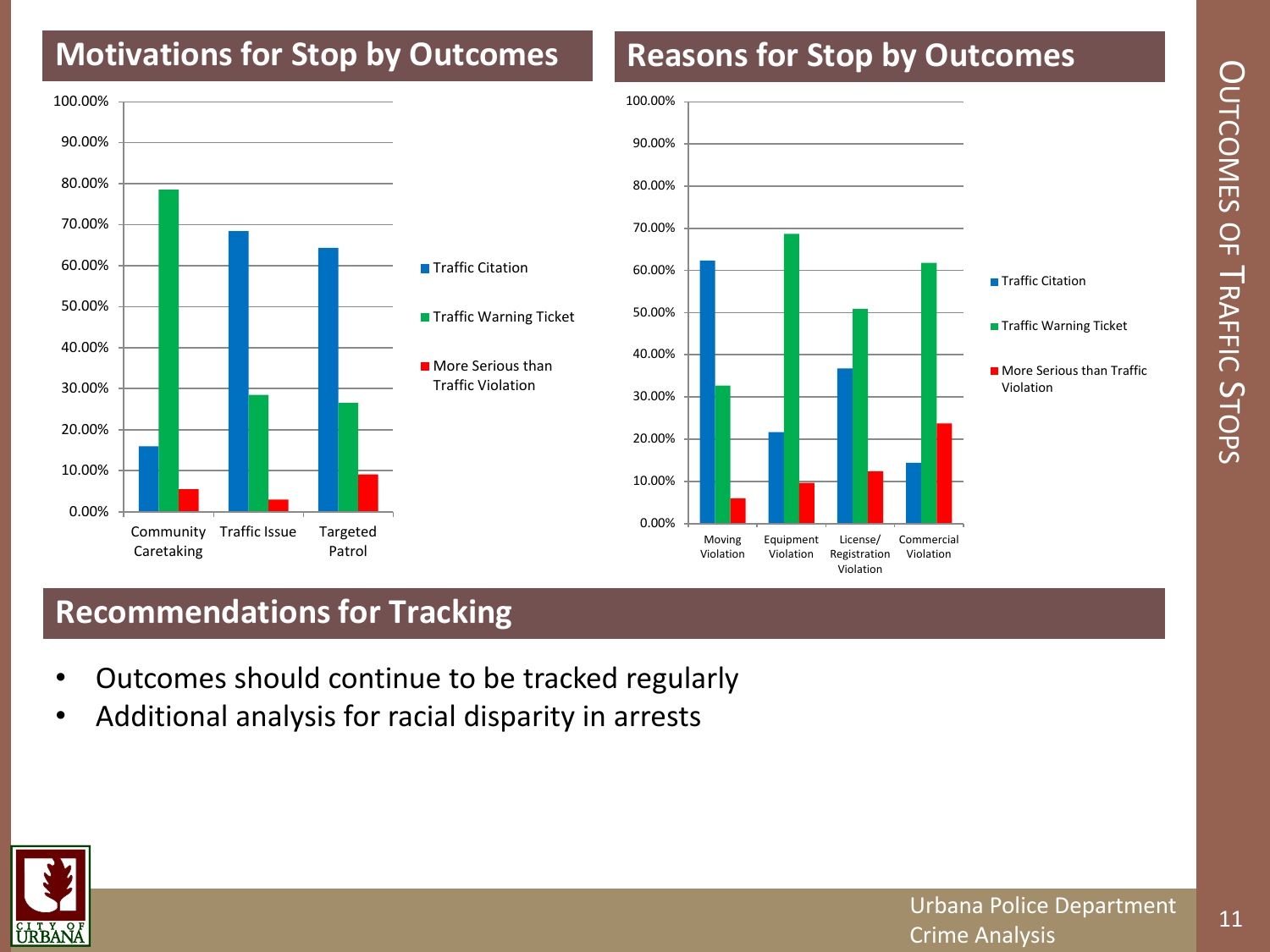# Outcomes of Traffic Stops

## Motivations for Stop by Outcomes

| | Traffic Citation | Traffic Warning Ticket | More Serious than Traffic Violation |
|---|---|---|---|
| Community Caretaking | ~16% | ~78.5% | ~5.5% |
| Traffic Issue | ~68.5% | ~28.5% | ~3% |
| Targeted Patrol | ~64.5% | ~26.5% | ~9% |

## Reasons for Stop by Outcomes

| | Traffic Citation | Traffic Warning Ticket | More Serious than Traffic Violation |
|---|---|---|---|
| Moving Violation | ~62% | ~32.5% | ~6% |
| Equipment Violation | ~21.5% | ~68.5% | ~9.5% |
| License/ Registration Violation | ~36.5% | ~50.5% | ~12% |
| Commercial Violation | ~14.5% | ~61.5% | ~23.5% |

## Recommendations for Tracking

- Outcomes should continue to be tracked regularly
- Additional analysis for racial disparity in arrests

Urbana Police Department
Crime Analysis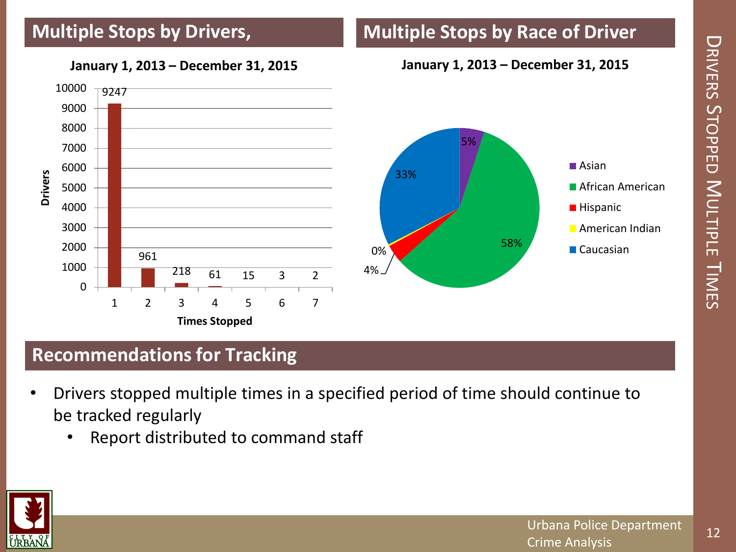# Drivers Stopped Multiple Times

## Multiple Stops by Drivers,

**January 1, 2013 – December 31, 2015**

| Times Stopped | Drivers |
|---|---|
| 1 | 9247 |
| 2 | 961 |
| 3 | 218 |
| 4 | 61 |
| 5 | 15 |
| 6 | 3 |
| 7 | 2 |

## Multiple Stops by Race of Driver

**January 1, 2013 – December 31, 2015**

| Race | Percent |
|---|---|
| Asian | 5% |
| African American | 58% |
| Hispanic | 4% |
| American Indian | 0% |
| Caucasian | 33% |

## Recommendations for Tracking

- Drivers stopped multiple times in a specified period of time should continue to be tracked regularly
  - Report distributed to command staff

Urbana Police Department
Crime Analysis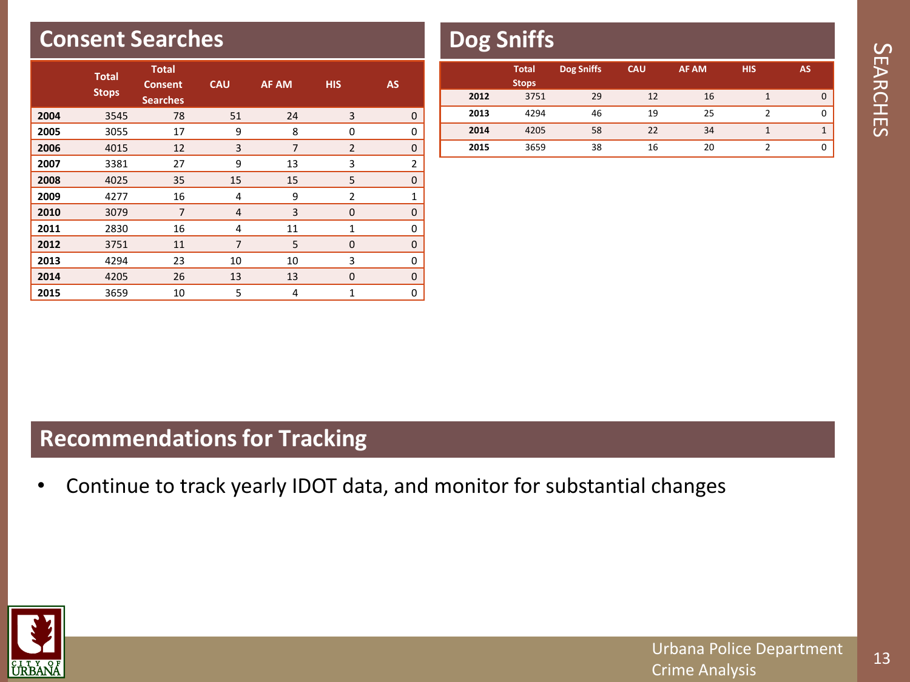## Consent Searches

| | Total Stops | Total Consent Searches | CAU | AF AM | HIS | AS |
|---|---|---|---|---|---|---|
| 2004 | 3545 | 78 | 51 | 24 | 3 | 0 |
| 2005 | 3055 | 17 | 9 | 8 | 0 | 0 |
| 2006 | 4015 | 12 | 3 | 7 | 2 | 0 |
| 2007 | 3381 | 27 | 9 | 13 | 3 | 2 |
| 2008 | 4025 | 35 | 15 | 15 | 5 | 0 |
| 2009 | 4277 | 16 | 4 | 9 | 2 | 1 |
| 2010 | 3079 | 7 | 4 | 3 | 0 | 0 |
| 2011 | 2830 | 16 | 4 | 11 | 1 | 0 |
| 2012 | 3751 | 11 | 7 | 5 | 0 | 0 |
| 2013 | 4294 | 23 | 10 | 10 | 3 | 0 |
| 2014 | 4205 | 26 | 13 | 13 | 0 | 0 |
| 2015 | 3659 | 10 | 5 | 4 | 1 | 0 |

## Dog Sniffs

| | Total Stops | Dog Sniffs | CAU | AF AM | HIS | AS |
|---|---|---|---|---|---|---|
| 2012 | 3751 | 29 | 12 | 16 | 1 | 0 |
| 2013 | 4294 | 46 | 19 | 25 | 2 | 0 |
| 2014 | 4205 | 58 | 22 | 34 | 1 | 1 |
| 2015 | 3659 | 38 | 16 | 20 | 2 | 0 |

## Recommendations for Tracking

- Continue to track yearly IDOT data, and monitor for substantial changes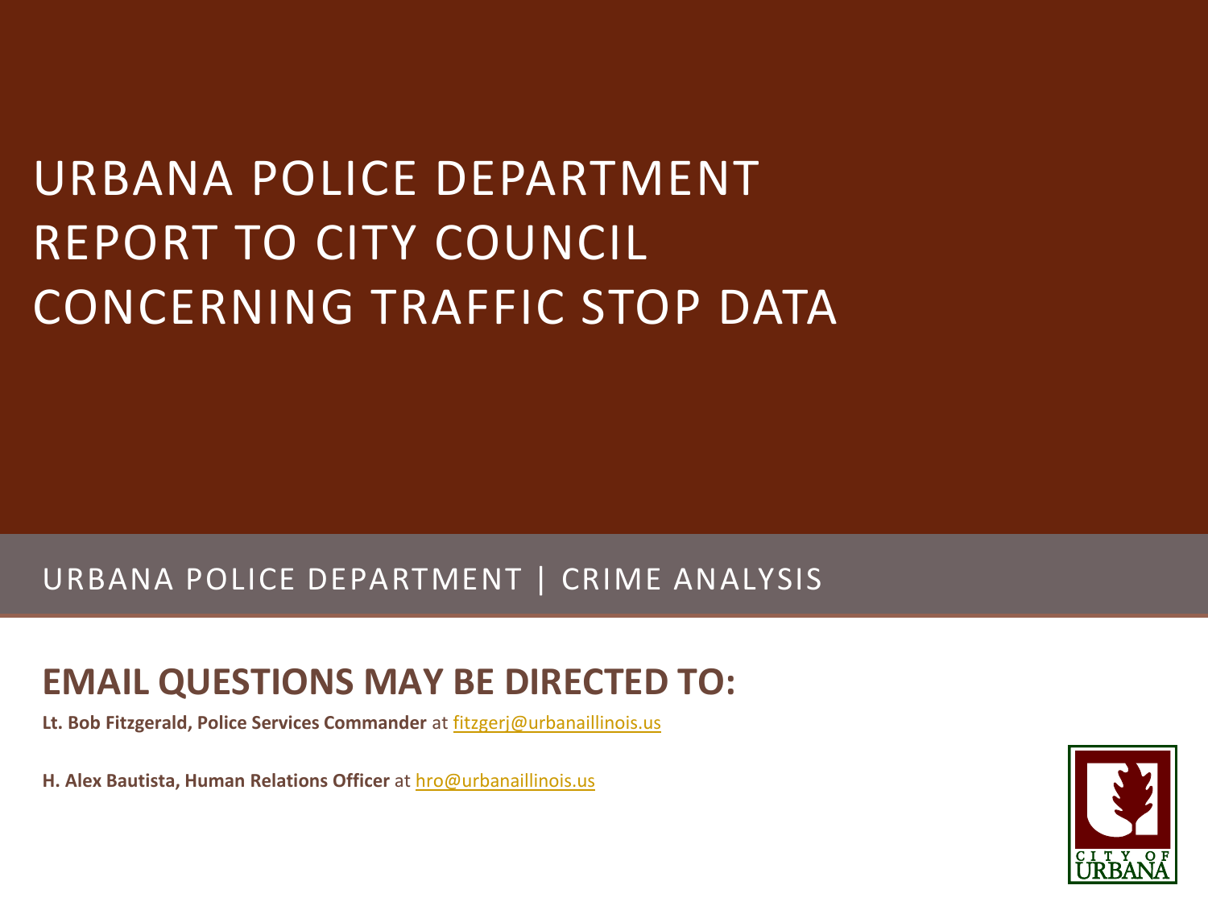# URBANA POLICE DEPARTMENT REPORT TO CITY COUNCIL CONCERNING TRAFFIC STOP DATA

URBANA POLICE DEPARTMENT | CRIME ANALYSIS

## EMAIL QUESTIONS MAY BE DIRECTED TO:

**Lt. Bob Fitzgerald, Police Services Commander** at fitzgerj@urbanaillinois.us

**H. Alex Bautista, Human Relations Officer** at hro@urbanaillinois.us

CITY OF URBANA